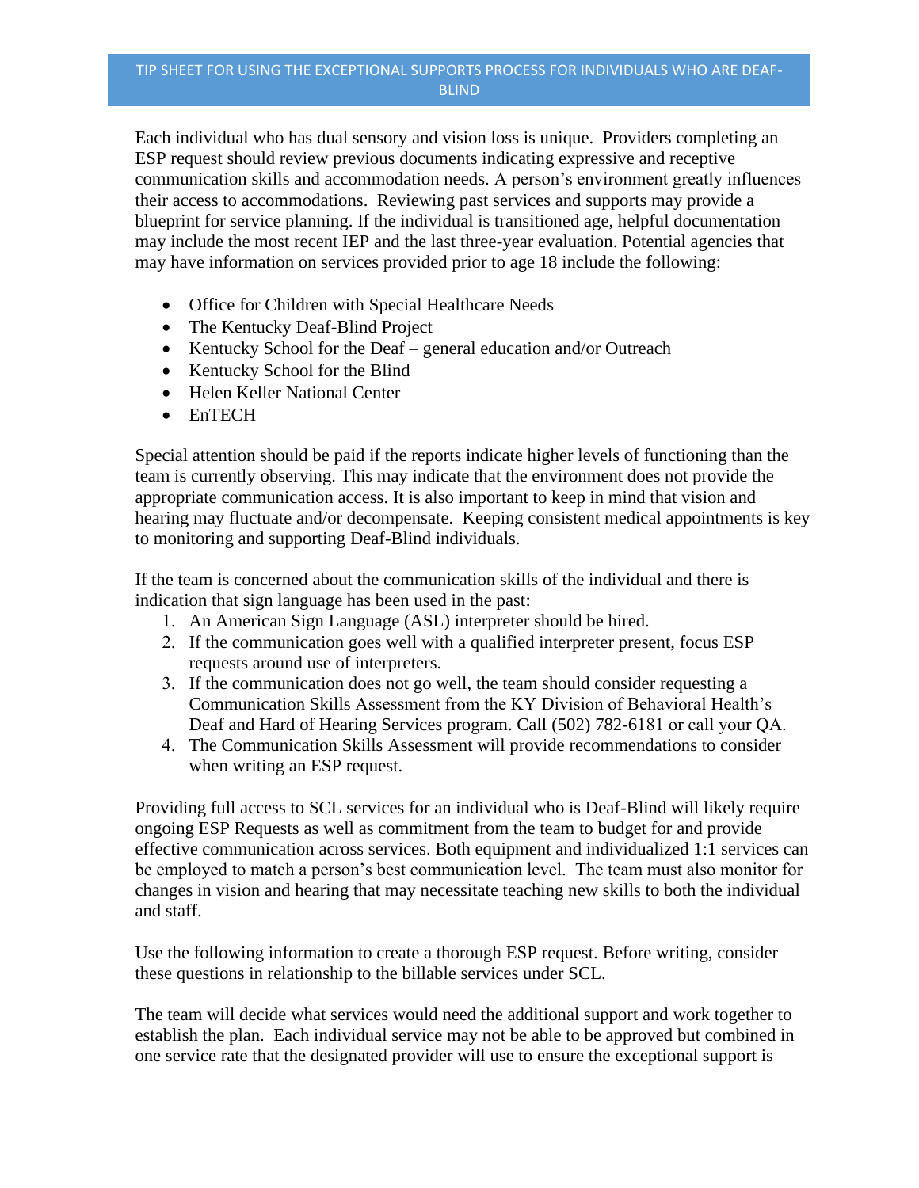# TIP SHEET FOR USING THE EXCEPTIONAL SUPPORTS PROCESS FOR INDIVIDUALS WHO ARE DEAF-BLIND

Each individual who has dual sensory and vision loss is unique. Providers completing an ESP request should review previous documents indicating expressive and receptive communication skills and accommodation needs. A person's environment greatly influences their access to accommodations. Reviewing past services and supports may provide a blueprint for service planning. If the individual is transitioned age, helpful documentation may include the most recent IEP and the last three-year evaluation. Potential agencies that may have information on services provided prior to age 18 include the following:

- Office for Children with Special Healthcare Needs
- The Kentucky Deaf-Blind Project
- Kentucky School for the Deaf – general education and/or Outreach
- Kentucky School for the Blind
- Helen Keller National Center
- EnTECH

Special attention should be paid if the reports indicate higher levels of functioning than the team is currently observing. This may indicate that the environment does not provide the appropriate communication access. It is also important to keep in mind that vision and hearing may fluctuate and/or decompensate. Keeping consistent medical appointments is key to monitoring and supporting Deaf-Blind individuals.

If the team is concerned about the communication skills of the individual and there is indication that sign language has been used in the past:

1. An American Sign Language (ASL) interpreter should be hired.
2. If the communication goes well with a qualified interpreter present, focus ESP requests around use of interpreters.
3. If the communication does not go well, the team should consider requesting a Communication Skills Assessment from the KY Division of Behavioral Health's Deaf and Hard of Hearing Services program. Call (502) 782-6181 or call your QA.
4. The Communication Skills Assessment will provide recommendations to consider when writing an ESP request.

Providing full access to SCL services for an individual who is Deaf-Blind will likely require ongoing ESP Requests as well as commitment from the team to budget for and provide effective communication across services. Both equipment and individualized 1:1 services can be employed to match a person's best communication level. The team must also monitor for changes in vision and hearing that may necessitate teaching new skills to both the individual and staff.

Use the following information to create a thorough ESP request. Before writing, consider these questions in relationship to the billable services under SCL.

The team will decide what services would need the additional support and work together to establish the plan. Each individual service may not be able to be approved but combined in one service rate that the designated provider will use to ensure the exceptional support is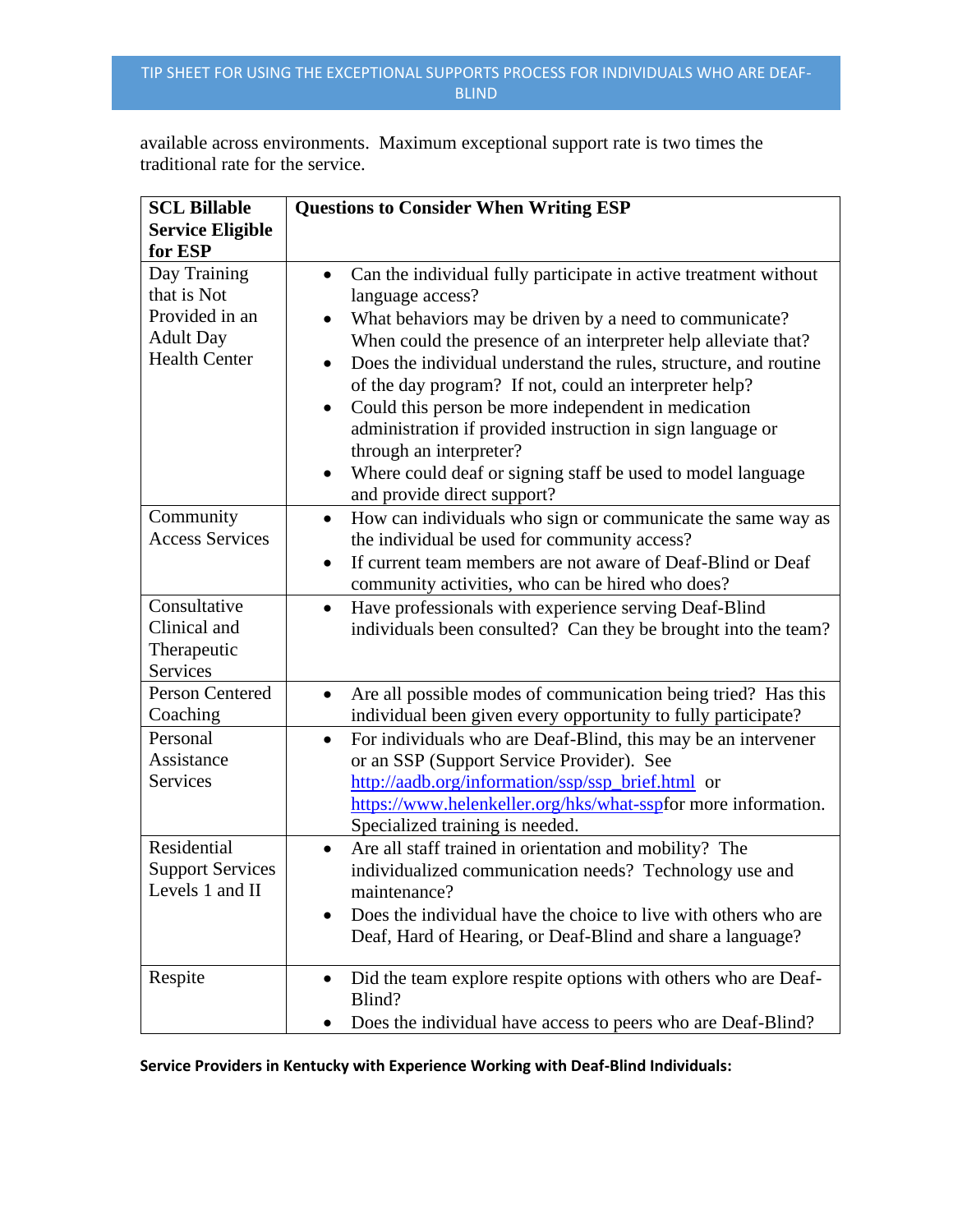available across environments. Maximum exceptional support rate is two times the traditional rate for the service.

| SCL Billable Service Eligible for ESP | Questions to Consider When Writing ESP |
|---|---|
| Day Training that is Not Provided in an Adult Day Health Center | • Can the individual fully participate in active treatment without language access?<br>• What behaviors may be driven by a need to communicate? When could the presence of an interpreter help alleviate that?<br>• Does the individual understand the rules, structure, and routine of the day program? If not, could an interpreter help?<br>• Could this person be more independent in medication administration if provided instruction in sign language or through an interpreter?<br>• Where could deaf or signing staff be used to model language and provide direct support? |
| Community Access Services | • How can individuals who sign or communicate the same way as the individual be used for community access?<br>• If current team members are not aware of Deaf-Blind or Deaf community activities, who can be hired who does? |
| Consultative Clinical and Therapeutic Services | • Have professionals with experience serving Deaf-Blind individuals been consulted? Can they be brought into the team? |
| Person Centered Coaching | • Are all possible modes of communication being tried? Has this individual been given every opportunity to fully participate? |
| Personal Assistance Services | • For individuals who are Deaf-Blind, this may be an intervener or an SSP (Support Service Provider). See http://aadb.org/information/ssp/ssp_brief.html or https://www.helenkeller.org/hks/what-sspfor more information. Specialized training is needed. |
| Residential Support Services Levels 1 and II | • Are all staff trained in orientation and mobility? The individualized communication needs? Technology use and maintenance?<br>• Does the individual have the choice to live with others who are Deaf, Hard of Hearing, or Deaf-Blind and share a language? |
| Respite | • Did the team explore respite options with others who are Deaf-Blind?<br>• Does the individual have access to peers who are Deaf-Blind? |

**Service Providers in Kentucky with Experience Working with Deaf-Blind Individuals:**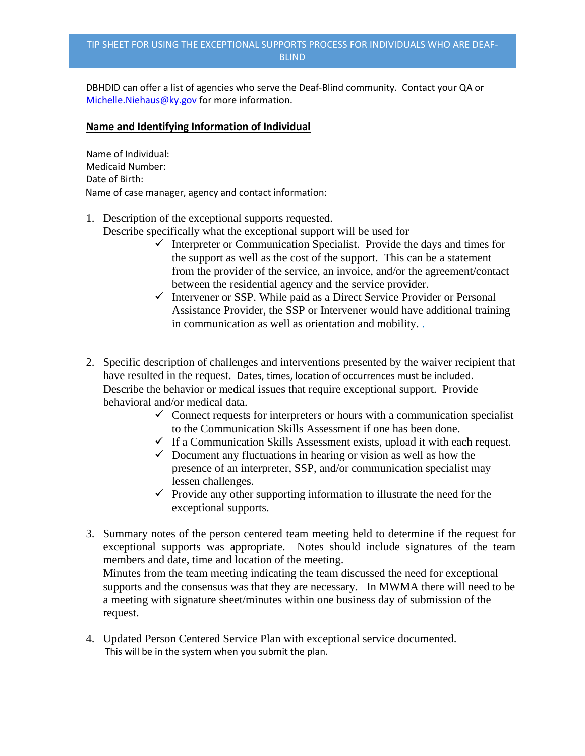# TIP SHEET FOR USING THE EXCEPTIONAL SUPPORTS PROCESS FOR INDIVIDUALS WHO ARE DEAF-BLIND

DBHDID can offer a list of agencies who serve the Deaf-Blind community. Contact your QA or Michelle.Niehaus@ky.gov for more information.

**Name and Identifying Information of Individual**

Name of Individual:
Medicaid Number:
Date of Birth:
Name of case manager, agency and contact information:

1. Description of the exceptional supports requested.
   Describe specifically what the exceptional support will be used for
   - ✓ Interpreter or Communication Specialist. Provide the days and times for the support as well as the cost of the support. This can be a statement from the provider of the service, an invoice, and/or the agreement/contact between the residential agency and the service provider.
   - ✓ Intervener or SSP. While paid as a Direct Service Provider or Personal Assistance Provider, the SSP or Intervener would have additional training in communication as well as orientation and mobility. .

2. Specific description of challenges and interventions presented by the waiver recipient that have resulted in the request. Dates, times, location of occurrences must be included. Describe the behavior or medical issues that require exceptional support. Provide behavioral and/or medical data.
   - ✓ Connect requests for interpreters or hours with a communication specialist to the Communication Skills Assessment if one has been done.
   - ✓ If a Communication Skills Assessment exists, upload it with each request.
   - ✓ Document any fluctuations in hearing or vision as well as how the presence of an interpreter, SSP, and/or communication specialist may lessen challenges.
   - ✓ Provide any other supporting information to illustrate the need for the exceptional supports.

3. Summary notes of the person centered team meeting held to determine if the request for exceptional supports was appropriate. Notes should include signatures of the team members and date, time and location of the meeting.
   Minutes from the team meeting indicating the team discussed the need for exceptional supports and the consensus was that they are necessary. In MWMA there will need to be a meeting with signature sheet/minutes within one business day of submission of the request.

4. Updated Person Centered Service Plan with exceptional service documented.
   This will be in the system when you submit the plan.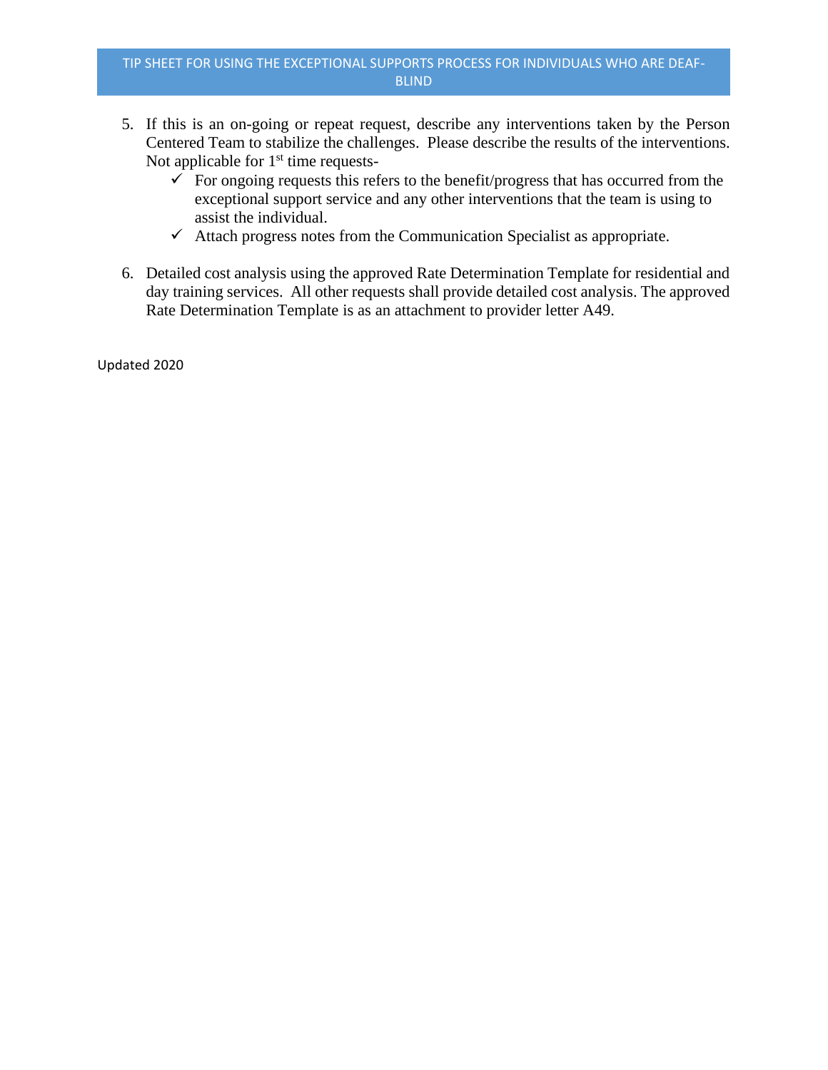5. If this is an on-going or repeat request, describe any interventions taken by the Person Centered Team to stabilize the challenges. Please describe the results of the interventions. Not applicable for 1st time requests-
   - ✓ For ongoing requests this refers to the benefit/progress that has occurred from the exceptional support service and any other interventions that the team is using to assist the individual.
   - ✓ Attach progress notes from the Communication Specialist as appropriate.

6. Detailed cost analysis using the approved Rate Determination Template for residential and day training services. All other requests shall provide detailed cost analysis. The approved Rate Determination Template is as an attachment to provider letter A49.

Updated 2020